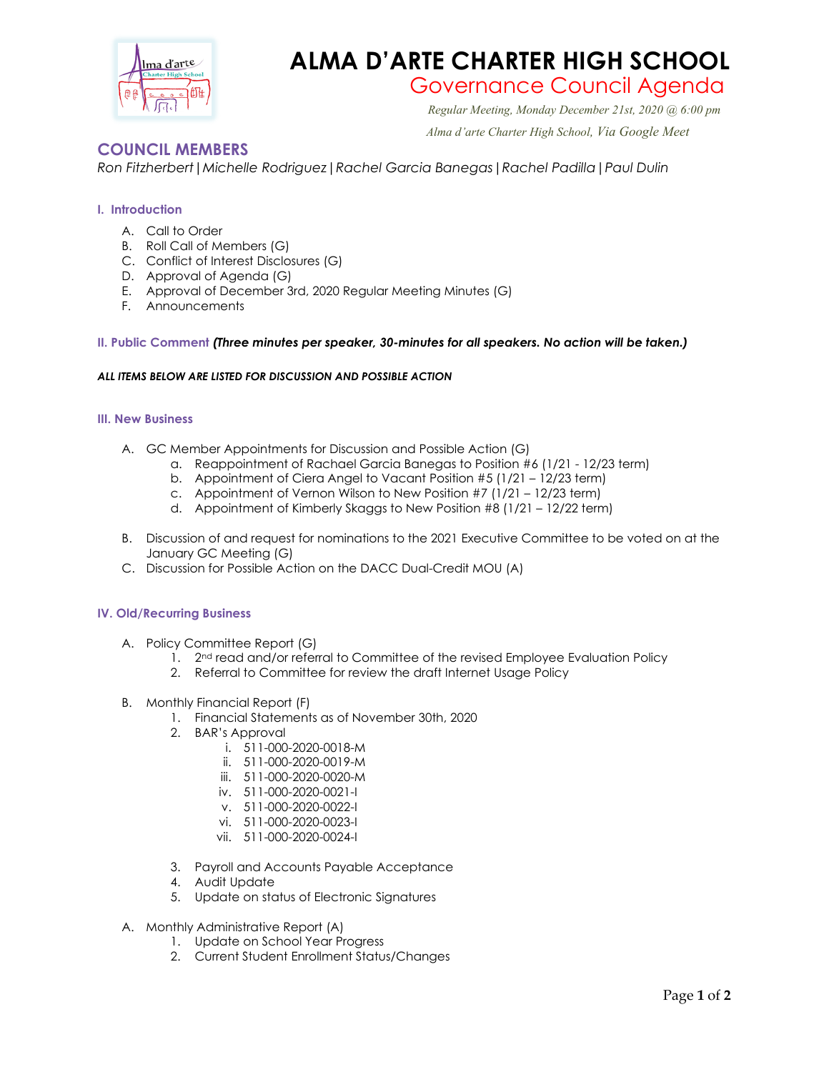# ALMA D'ARTE CHARTER HIGH SCHOOL

## Governance Council Agenda

*Regular Meeting, Monday December 21st, 2020 @ 6:00 pm*

*Alma d'arte Charter High School, Via Google Meet*

## COUNCIL MEMBERS

*Ron Fitzherbert | Michelle Rodriguez | Rachel Garcia Banegas | Rachel Padilla | Paul Dulin*

### I. Introduction

A. Call to Order
B. Roll Call of Members (G)
C. Conflict of Interest Disclosures (G)
D. Approval of Agenda (G)
E. Approval of December 3rd, 2020 Regular Meeting Minutes (G)
F. Announcements

### II. Public Comment ***(Three minutes per speaker, 30-minutes for all speakers. No action will be taken.)***

***ALL ITEMS BELOW ARE LISTED FOR DISCUSSION AND POSSIBLE ACTION***

### III. New Business

A. GC Member Appointments for Discussion and Possible Action (G)
   a. Reappointment of Rachael Garcia Banegas to Position #6 (1/21 - 12/23 term)
   b. Appointment of Ciera Angel to Vacant Position #5 (1/21 – 12/23 term)
   c. Appointment of Vernon Wilson to New Position #7 (1/21 – 12/23 term)
   d. Appointment of Kimberly Skaggs to New Position #8 (1/21 – 12/22 term)

B. Discussion of and request for nominations to the 2021 Executive Committee to be voted on at the January GC Meeting (G)
C. Discussion for Possible Action on the DACC Dual-Credit MOU (A)

### IV. Old/Recurring Business

A. Policy Committee Report (G)
   1. 2nd read and/or referral to Committee of the revised Employee Evaluation Policy
   2. Referral to Committee for review the draft Internet Usage Policy

B. Monthly Financial Report (F)
   1. Financial Statements as of November 30th, 2020
   2. BAR's Approval
      i. 511-000-2020-0018-M
      ii. 511-000-2020-0019-M
      iii. 511-000-2020-0020-M
      iv. 511-000-2020-0021-I
      v. 511-000-2020-0022-I
      vi. 511-000-2020-0023-I
      vii. 511-000-2020-0024-I
   3. Payroll and Accounts Payable Acceptance
   4. Audit Update
   5. Update on status of Electronic Signatures

A. Monthly Administrative Report (A)
   1. Update on School Year Progress
   2. Current Student Enrollment Status/Changes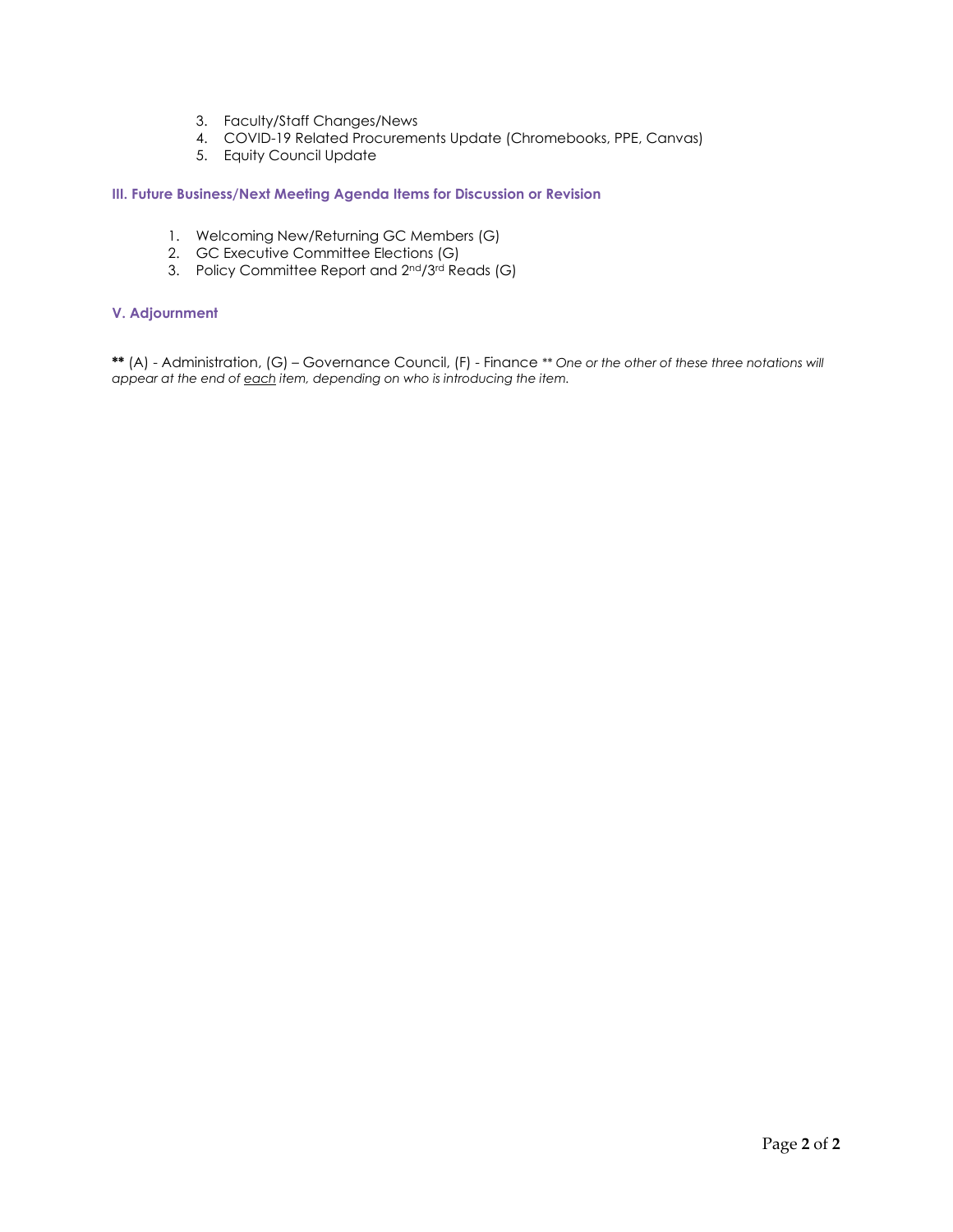3. Faculty/Staff Changes/News
4. COVID-19 Related Procurements Update (Chromebooks, PPE, Canvas)
5. Equity Council Update

### III. Future Business/Next Meeting Agenda Items for Discussion or Revision

1. Welcoming New/Returning GC Members (G)
2. GC Executive Committee Elections (G)
3. Policy Committee Report and 2nd/3rd Reads (G)

### V. Adjournment

**\*\*** (A) - Administration, (G) – Governance Council, (F) - Finance *\*\* One or the other of these three notations will appear at the end of each item, depending on who is introducing the item.*